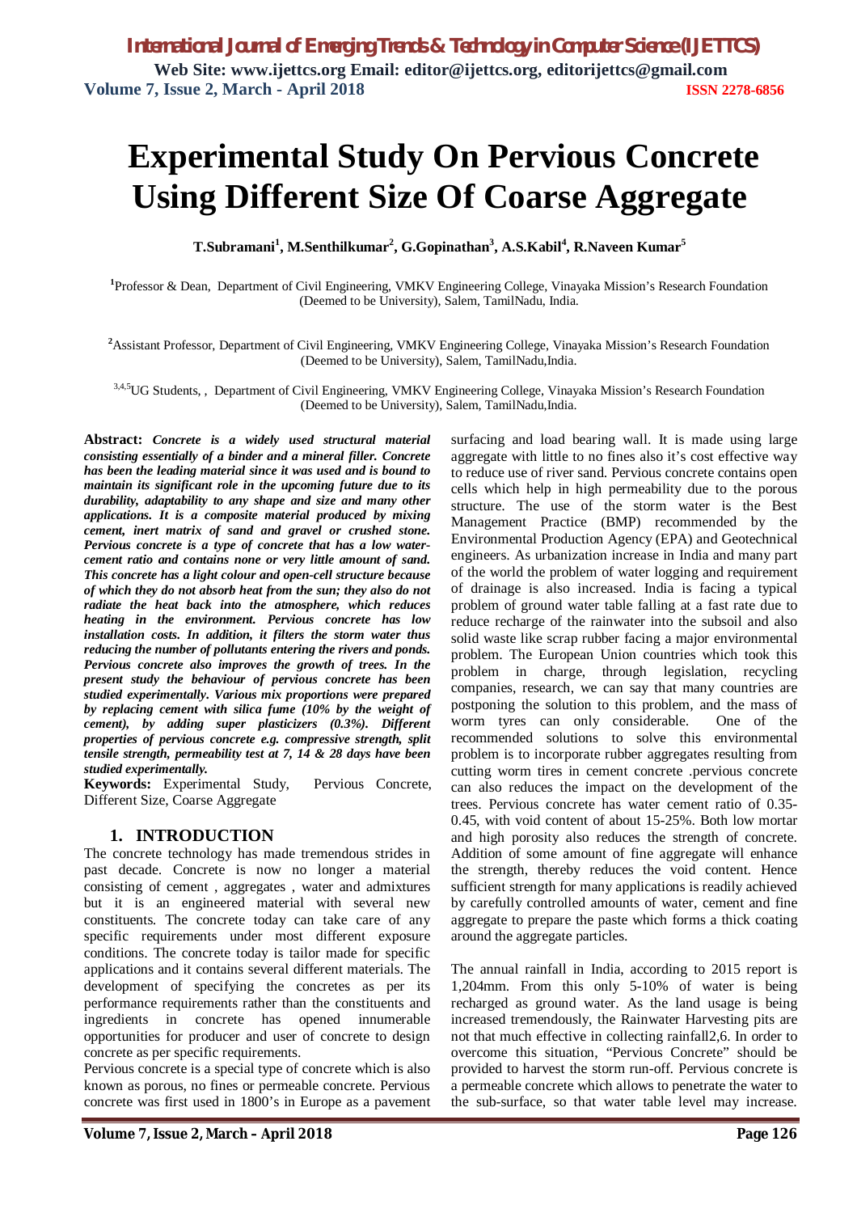# Experimental Study On Pervious Concrete Using Different Size Of Coarse Aggregate

**T.Subramani[1], M.Senthilkumar[2], G.Gopinathan[3], A.S.Kabil[4], R.Naveen Kumar[5]**

[1]Professor & Dean, Department of Civil Engineering, VMKV Engineering College, Vinayaka Mission's Research Foundation (Deemed to be University), Salem, TamilNadu, India.

[2]Assistant Professor, Department of Civil Engineering, VMKV Engineering College, Vinayaka Mission's Research Foundation (Deemed to be University), Salem, TamilNadu,India.

[3,4,5]UG Students, , Department of Civil Engineering, VMKV Engineering College, Vinayaka Mission's Research Foundation (Deemed to be University), Salem, TamilNadu,India.

**Abstract:** ***Concrete is a widely used structural material consisting essentially of a binder and a mineral filler. Concrete has been the leading material since it was used and is bound to maintain its significant role in the upcoming future due to its durability, adaptability to any shape and size and many other applications. It is a composite material produced by mixing cement, inert matrix of sand and gravel or crushed stone. Pervious concrete is a type of concrete that has a low water-cement ratio and contains none or very little amount of sand. This concrete has a light colour and open-cell structure because of which they do not absorb heat from the sun; they also do not radiate the heat back into the atmosphere, which reduces heating in the environment. Pervious concrete has low installation costs. In addition, it filters the storm water thus reducing the number of pollutants entering the rivers and ponds. Pervious concrete also improves the growth of trees. In the present study the behaviour of pervious concrete has been studied experimentally. Various mix proportions were prepared by replacing cement with silica fume (10% by the weight of cement), by adding super plasticizers (0.3%). Different properties of pervious concrete e.g. compressive strength, split tensile strength, permeability test at 7, 14 & 28 days have been studied experimentally.***

**Keywords:** Experimental Study, Pervious Concrete, Different Size, Coarse Aggregate

## 1. INTRODUCTION

The concrete technology has made tremendous strides in past decade. Concrete is now no longer a material consisting of cement , aggregates , water and admixtures but it is an engineered material with several new constituents. The concrete today can take care of any specific requirements under most different exposure conditions. The concrete today is tailor made for specific applications and it contains several different materials. The development of specifying the concretes as per its performance requirements rather than the constituents and ingredients in concrete has opened innumerable opportunities for producer and user of concrete to design concrete as per specific requirements.

Pervious concrete is a special type of concrete which is also known as porous, no fines or permeable concrete. Pervious concrete was first used in 1800's in Europe as a pavement surfacing and load bearing wall. It is made using large aggregate with little to no fines also it's cost effective way to reduce use of river sand. Pervious concrete contains open cells which help in high permeability due to the porous structure. The use of the storm water is the Best Management Practice (BMP) recommended by the Environmental Production Agency (EPA) and Geotechnical engineers. As urbanization increase in India and many part of the world the problem of water logging and requirement of drainage is also increased. India is facing a typical problem of ground water table falling at a fast rate due to reduce recharge of the rainwater into the subsoil and also solid waste like scrap rubber facing a major environmental problem. The European Union countries which took this problem in charge, through legislation, recycling companies, research, we can say that many countries are postponing the solution to this problem, and the mass of worm tyres can only considerable. One of the recommended solutions to solve this environmental problem is to incorporate rubber aggregates resulting from cutting worm tires in cement concrete .pervious concrete can also reduces the impact on the development of the trees. Pervious concrete has water cement ratio of 0.35-0.45, with void content of about 15-25%. Both low mortar and high porosity also reduces the strength of concrete. Addition of some amount of fine aggregate will enhance the strength, thereby reduces the void content. Hence sufficient strength for many applications is readily achieved by carefully controlled amounts of water, cement and fine aggregate to prepare the paste which forms a thick coating around the aggregate particles.

The annual rainfall in India, according to 2015 report is 1,204mm. From this only 5-10% of water is being recharged as ground water. As the land usage is being increased tremendously, the Rainwater Harvesting pits are not that much effective in collecting rainfall2,6. In order to overcome this situation, "Pervious Concrete" should be provided to harvest the storm run-off. Pervious concrete is a permeable concrete which allows to penetrate the water to the sub-surface, so that water table level may increase.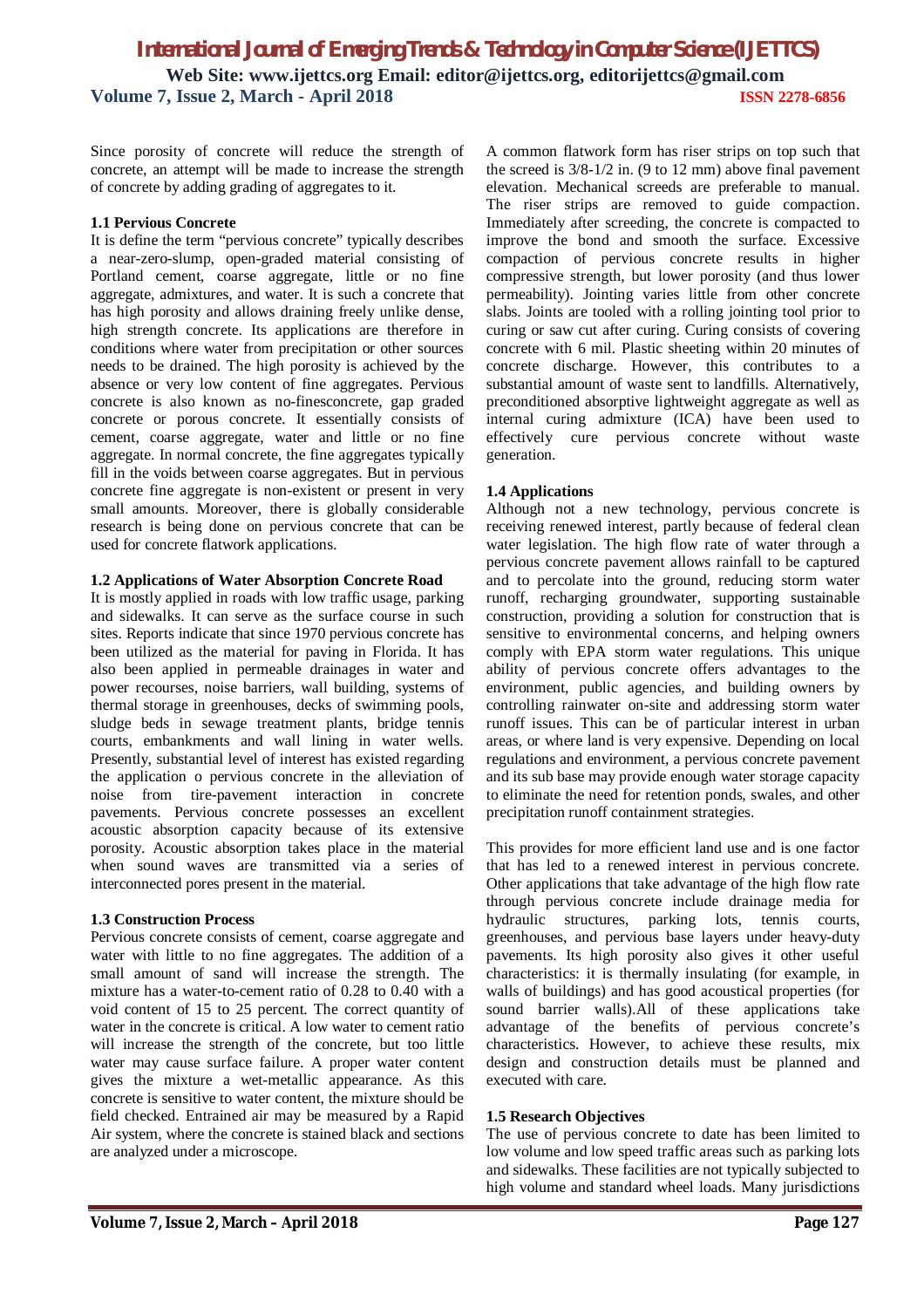Since porosity of concrete will reduce the strength of concrete, an attempt will be made to increase the strength of concrete by adding grading of aggregates to it.

### 1.1 Pervious Concrete

It is define the term "pervious concrete" typically describes a near-zero-slump, open-graded material consisting of Portland cement, coarse aggregate, little or no fine aggregate, admixtures, and water. It is such a concrete that has high porosity and allows draining freely unlike dense, high strength concrete. Its applications are therefore in conditions where water from precipitation or other sources needs to be drained. The high porosity is achieved by the absence or very low content of fine aggregates. Pervious concrete is also known as no-finesconcrete, gap graded concrete or porous concrete. It essentially consists of cement, coarse aggregate, water and little or no fine aggregate. In normal concrete, the fine aggregates typically fill in the voids between coarse aggregates. But in pervious concrete fine aggregate is non-existent or present in very small amounts. Moreover, there is globally considerable research is being done on pervious concrete that can be used for concrete flatwork applications.

### 1.2 Applications of Water Absorption Concrete Road

It is mostly applied in roads with low traffic usage, parking and sidewalks. It can serve as the surface course in such sites. Reports indicate that since 1970 pervious concrete has been utilized as the material for paving in Florida. It has also been applied in permeable drainages in water and power recourses, noise barriers, wall building, systems of thermal storage in greenhouses, decks of swimming pools, sludge beds in sewage treatment plants, bridge tennis courts, embankments and wall lining in water wells. Presently, substantial level of interest has existed regarding the application o pervious concrete in the alleviation of noise from tire-pavement interaction in concrete pavements. Pervious concrete possesses an excellent acoustic absorption capacity because of its extensive porosity. Acoustic absorption takes place in the material when sound waves are transmitted via a series of interconnected pores present in the material.

### 1.3 Construction Process

Pervious concrete consists of cement, coarse aggregate and water with little to no fine aggregates. The addition of a small amount of sand will increase the strength. The mixture has a water-to-cement ratio of 0.28 to 0.40 with a void content of 15 to 25 percent. The correct quantity of water in the concrete is critical. A low water to cement ratio will increase the strength of the concrete, but too little water may cause surface failure. A proper water content gives the mixture a wet-metallic appearance. As this concrete is sensitive to water content, the mixture should be field checked. Entrained air may be measured by a Rapid Air system, where the concrete is stained black and sections are analyzed under a microscope.

A common flatwork form has riser strips on top such that the screed is 3/8-1/2 in. (9 to 12 mm) above final pavement elevation. Mechanical screeds are preferable to manual. The riser strips are removed to guide compaction. Immediately after screeding, the concrete is compacted to improve the bond and smooth the surface. Excessive compaction of pervious concrete results in higher compressive strength, but lower porosity (and thus lower permeability). Jointing varies little from other concrete slabs. Joints are tooled with a rolling jointing tool prior to curing or saw cut after curing. Curing consists of covering concrete with 6 mil. Plastic sheeting within 20 minutes of concrete discharge. However, this contributes to a substantial amount of waste sent to landfills. Alternatively, preconditioned absorptive lightweight aggregate as well as internal curing admixture (ICA) have been used to effectively cure pervious concrete without waste generation.

### 1.4 Applications

Although not a new technology, pervious concrete is receiving renewed interest, partly because of federal clean water legislation. The high flow rate of water through a pervious concrete pavement allows rainfall to be captured and to percolate into the ground, reducing storm water runoff, recharging groundwater, supporting sustainable construction, providing a solution for construction that is sensitive to environmental concerns, and helping owners comply with EPA storm water regulations. This unique ability of pervious concrete offers advantages to the environment, public agencies, and building owners by controlling rainwater on-site and addressing storm water runoff issues. This can be of particular interest in urban areas, or where land is very expensive. Depending on local regulations and environment, a pervious concrete pavement and its sub base may provide enough water storage capacity to eliminate the need for retention ponds, swales, and other precipitation runoff containment strategies.

This provides for more efficient land use and is one factor that has led to a renewed interest in pervious concrete. Other applications that take advantage of the high flow rate through pervious concrete include drainage media for hydraulic structures, parking lots, tennis courts, greenhouses, and pervious base layers under heavy-duty pavements. Its high porosity also gives it other useful characteristics: it is thermally insulating (for example, in walls of buildings) and has good acoustical properties (for sound barrier walls).All of these applications take advantage of the benefits of pervious concrete's characteristics. However, to achieve these results, mix design and construction details must be planned and executed with care.

### 1.5 Research Objectives

The use of pervious concrete to date has been limited to low volume and low speed traffic areas such as parking lots and sidewalks. These facilities are not typically subjected to high volume and standard wheel loads. Many jurisdictions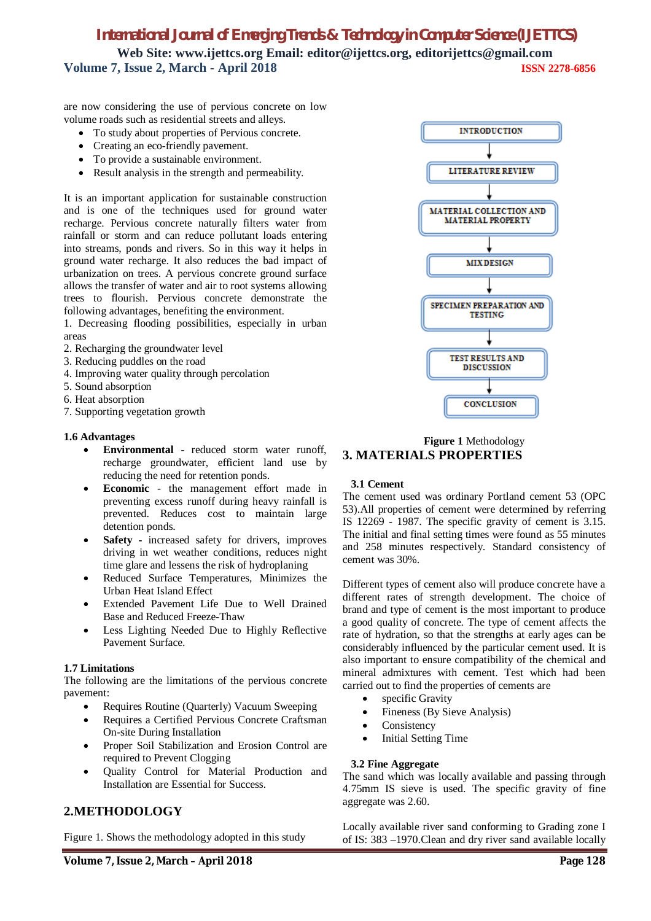are now considering the use of pervious concrete on low volume roads such as residential streets and alleys.

- To study about properties of Pervious concrete.
- Creating an eco-friendly pavement.
- To provide a sustainable environment.
- Result analysis in the strength and permeability.

It is an important application for sustainable construction and is one of the techniques used for ground water recharge. Pervious concrete naturally filters water from rainfall or storm and can reduce pollutant loads entering into streams, ponds and rivers. So in this way it helps in ground water recharge. It also reduces the bad impact of urbanization on trees. A pervious concrete ground surface allows the transfer of water and air to root systems allowing trees to flourish. Pervious concrete demonstrate the following advantages, benefiting the environment.

1. Decreasing flooding possibilities, especially in urban areas
2. Recharging the groundwater level
3. Reducing puddles on the road
4. Improving water quality through percolation
5. Sound absorption
6. Heat absorption
7. Supporting vegetation growth

### 1.6 Advantages

- **Environmental** - reduced storm water runoff, recharge groundwater, efficient land use by reducing the need for retention ponds.
- **Economic** - the management effort made in preventing excess runoff during heavy rainfall is prevented. Reduces cost to maintain large detention ponds.
- **Safety** - increased safety for drivers, improves driving in wet weather conditions, reduces night time glare and lessens the risk of hydroplaning
- Reduced Surface Temperatures, Minimizes the Urban Heat Island Effect
- Extended Pavement Life Due to Well Drained Base and Reduced Freeze-Thaw
- Less Lighting Needed Due to Highly Reflective Pavement Surface.

### 1.7 Limitations

The following are the limitations of the pervious concrete pavement:

- Requires Routine (Quarterly) Vacuum Sweeping
- Requires a Certified Pervious Concrete Craftsman On-site During Installation
- Proper Soil Stabilization and Erosion Control are required to Prevent Clogging
- Quality Control for Material Production and Installation are Essential for Success.

## 2.METHODOLOGY

Figure 1. Shows the methodology adopted in this study

INTRODUCTION → LITERATURE REVIEW → MATERIAL COLLECTION AND MATERIAL PROPERTY → MIX DESIGN → SPECIMEN PREPARATION AND TESTING → TEST RESULTS AND DISCUSSION → CONCLUSION

**Figure 1** Methodology

## 3. MATERIALS PROPERTIES

### 3.1 Cement

The cement used was ordinary Portland cement 53 (OPC 53).All properties of cement were determined by referring IS 12269 - 1987. The specific gravity of cement is 3.15. The initial and final setting times were found as 55 minutes and 258 minutes respectively. Standard consistency of cement was 30%.

Different types of cement also will produce concrete have a different rates of strength development. The choice of brand and type of cement is the most important to produce a good quality of concrete. The type of cement affects the rate of hydration, so that the strengths at early ages can be considerably influenced by the particular cement used. It is also important to ensure compatibility of the chemical and mineral admixtures with cement. Test which had been carried out to find the properties of cements are

- specific Gravity
- Fineness (By Sieve Analysis)
- Consistency
- Initial Setting Time

### 3.2 Fine Aggregate

The sand which was locally available and passing through 4.75mm IS sieve is used. The specific gravity of fine aggregate was 2.60.

Locally available river sand conforming to Grading zone I of IS: 383 –1970.Clean and dry river sand available locally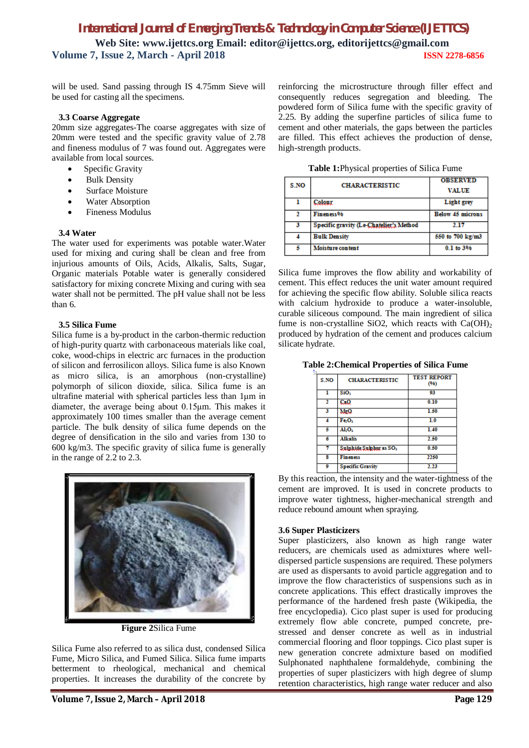will be used. Sand passing through IS 4.75mm Sieve will be used for casting all the specimens.

### 3.3 Coarse Aggregate

20mm size aggregates-The coarse aggregates with size of 20mm were tested and the specific gravity value of 2.78 and fineness modulus of 7 was found out. Aggregates were available from local sources.

- Specific Gravity
- Bulk Density
- Surface Moisture
- Water Absorption
- Fineness Modulus

### 3.4 Water

The water used for experiments was potable water.Water used for mixing and curing shall be clean and free from injurious amounts of Oils, Acids, Alkalis, Salts, Sugar, Organic materials Potable water is generally considered satisfactory for mixing concrete Mixing and curing with sea water shall not be permitted. The pH value shall not be less than 6.

### 3.5 Silica Fume

Silica fume is a by-product in the carbon-thermic reduction of high-purity quartz with carbonaceous materials like coal, coke, wood-chips in electric arc furnaces in the production of silicon and ferrosilicon alloys. Silica fume is also Known as micro silica, is an amorphous (non-crystalline) polymorph of silicon dioxide, silica. Silica fume is an ultrafine material with spherical particles less than 1µm in diameter, the average being about 0.15µm. This makes it approximately 100 times smaller than the average cement particle. The bulk density of silica fume depends on the degree of densification in the silo and varies from 130 to 600 kg/m3. The specific gravity of silica fume is generally in the range of 2.2 to 2.3.

**Figure 2**Silica Fume

Silica Fume also referred to as silica dust, condensed Silica Fume, Micro Silica, and Fumed Silica. Silica fume imparts betterment to rheological, mechanical and chemical properties. It increases the durability of the concrete by reinforcing the microstructure through filler effect and consequently reduces segregation and bleeding. The powdered form of Silica fume with the specific gravity of 2.25. By adding the superfine particles of silica fume to cement and other materials, the gaps between the particles are filled. This effect achieves the production of dense, high-strength products.

**Table 1:**Physical properties of Silica Fume

| S.NO | CHARACTERISTIC | OBSERVED VALUE |
|---|---|---|
| 1 | Colour | Light grey |
| 2 | Fineness% | Below 45 microns |
| 3 | Specific gravity (Le-Chatelier's Method | 2.17 |
| 4 | Bulk Density | 550 to 700 kg/m3 |
| 5 | Moisture content | 0.1 to 3% |

Silica fume improves the flow ability and workability of cement. This effect reduces the unit water amount required for achieving the specific flow ability. Soluble silica reacts with calcium hydroxide to produce a water-insoluble, curable siliceous compound. The main ingredient of silica fume is non-crystalline SiO2, which reacts with $Ca(OH)_2$ produced by hydration of the cement and produces calcium silicate hydrate.

**Table 2:Chemical Properties of Silica Fume**

| S.NO | CHARACTERISTIC | TEST REPORT (%) |
|---|---|---|
| 1 | $SiO_2$ | 93 |
| 2 | CaO | 0.10 |
| 3 | MgO | 1.50 |
| 4 | $Fe_2O_3$ | 1.0 |
| 5 | $Al_2O_3$ | 1.40 |
| 6 | Alkalis | 2.50 |
| 7 | Sulphide Sulphur as $SO_3$ | 0.50 |
| 8 | Fineness | 2250 |
| 9 | Specific Gravity | 2.23 |

By this reaction, the intensity and the water-tightness of the cement are improved. It is used in concrete products to improve water tightness, higher-mechanical strength and reduce rebound amount when spraying.

### 3.6 Super Plasticizers

Super plasticizers, also known as high range water reducers, are chemicals used as admixtures where well-dispersed particle suspensions are required. These polymers are used as dispersants to avoid particle aggregation and to improve the flow characteristics of suspensions such as in concrete applications. This effect drastically improves the performance of the hardened fresh paste (Wikipedia, the free encyclopedia). Cico plast super is used for producing extremely flow able concrete, pumped concrete, pre-stressed and denser concrete as well as in industrial commercial flooring and floor toppings. Cico plast super is new generation concrete admixture based on modified Sulphonated naphthalene formaldehyde, combining the properties of super plasticizers with high degree of slump retention characteristics, high range water reducer and also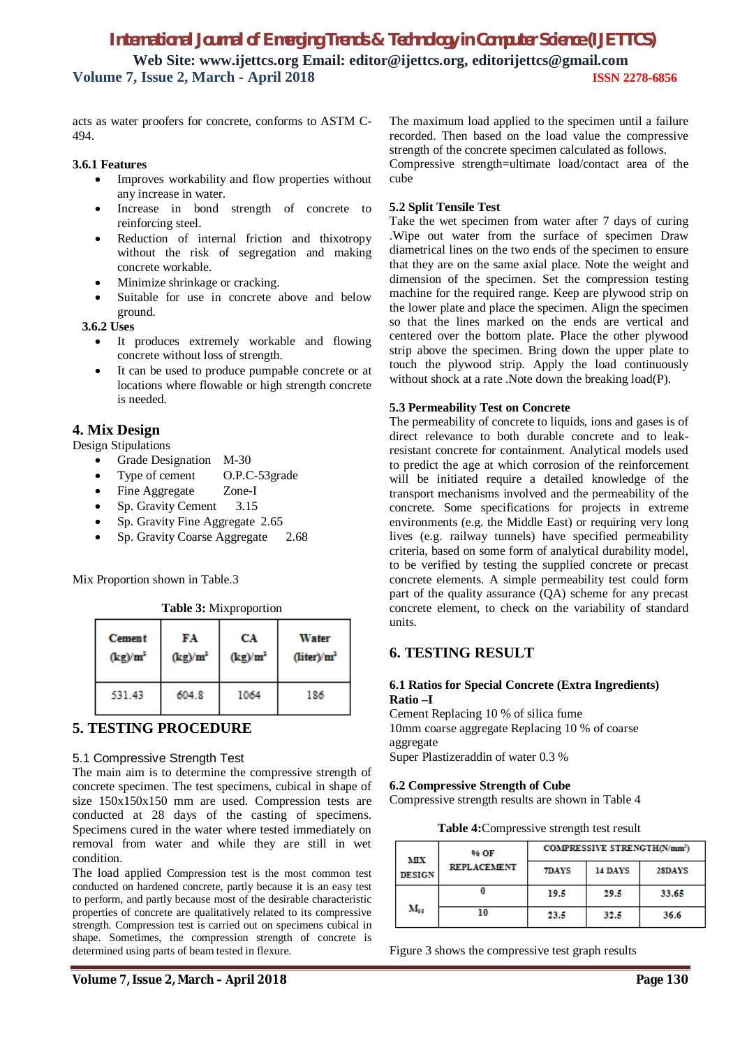acts as water proofers for concrete, conforms to ASTM C-494.

**3.6.1 Features**

- Improves workability and flow properties without any increase in water.
- Increase in bond strength of concrete to reinforcing steel.
- Reduction of internal friction and thixotropy without the risk of segregation and making concrete workable.
- Minimize shrinkage or cracking.
- Suitable for use in concrete above and below ground.

**3.6.2 Uses**

- It produces extremely workable and flowing concrete without loss of strength.
- It can be used to produce pumpable concrete or at locations where flowable or high strength concrete is needed.

## 4. Mix Design

Design Stipulations

- Grade Designation M-30
- Type of cement O.P.C-53grade
- Fine Aggregate Zone-I
- Sp. Gravity Cement 3.15
- Sp. Gravity Fine Aggregate 2.65
- Sp. Gravity Coarse Aggregate 2.68

Mix Proportion shown in Table.3

**Table 3:** Mixproportion

| Cement (kg)/m³ | FA (kg)/m³ | CA (kg)/m³ | Water (liter)/m³ |
|---|---|---|---|
| 531.43 | 604.8 | 1064 | 186 |

## 5. TESTING PROCEDURE

### 5.1 Compressive Strength Test

The main aim is to determine the compressive strength of concrete specimen. The test specimens, cubical in shape of size 150x150x150 mm are used. Compression tests are conducted at 28 days of the casting of specimens. Specimens cured in the water where tested immediately on removal from water and while they are still in wet condition.

The load applied Compression test is the most common test conducted on hardened concrete, partly because it is an easy test to perform, and partly because most of the desirable characteristic properties of concrete are qualitatively related to its compressive strength. Compression test is carried out on specimens cubical in shape. Sometimes, the compression strength of concrete is determined using parts of beam tested in flexure.

The maximum load applied to the specimen until a failure recorded. Then based on the load value the compressive strength of the concrete specimen calculated as follows.

Compressive strength=ultimate load/contact area of the cube

### 5.2 Split Tensile Test

Take the wet specimen from water after 7 days of curing .Wipe out water from the surface of specimen Draw diametrical lines on the two ends of the specimen to ensure that they are on the same axial place. Note the weight and dimension of the specimen. Set the compression testing machine for the required range. Keep are plywood strip on the lower plate and place the specimen. Align the specimen so that the lines marked on the ends are vertical and centered over the bottom plate. Place the other plywood strip above the specimen. Bring down the upper plate to touch the plywood strip. Apply the load continuously without shock at a rate .Note down the breaking load(P).

### 5.3 Permeability Test on Concrete

The permeability of concrete to liquids, ions and gases is of direct relevance to both durable concrete and to leak-resistant concrete for containment. Analytical models used to predict the age at which corrosion of the reinforcement will be initiated require a detailed knowledge of the transport mechanisms involved and the permeability of the concrete. Some specifications for projects in extreme environments (e.g. the Middle East) or requiring very long lives (e.g. railway tunnels) have specified permeability criteria, based on some form of analytical durability model, to be verified by testing the supplied concrete or precast concrete elements. A simple permeability test could form part of the quality assurance (QA) scheme for any precast concrete element, to check on the variability of standard units.

## 6. TESTING RESULT

### 6.1 Ratios for Special Concrete (Extra Ingredients)

**Ratio –I**

Cement Replacing 10 % of silica fume

10mm coarse aggregate Replacing 10 % of coarse aggregate

Super Plastizeraddin of water 0.3 %

### 6.2 Compressive Strength of Cube

Compressive strength results are shown in Table 4

**Table 4:** Compressive strength test result

| MIX DESIGN | % OF REPLACEMENT | COMPRESSIVE STRENGTH(N/mm²) | | |
|---|---|---|---|---|
| | | 7DAYS | 14 DAYS | 28DAYS |
| $M_{35}$ | 0 | 19.5 | 29.5 | 33.65 |
| | 10 | 23.5 | 32.5 | 36.6 |

Figure 3 shows the compressive test graph results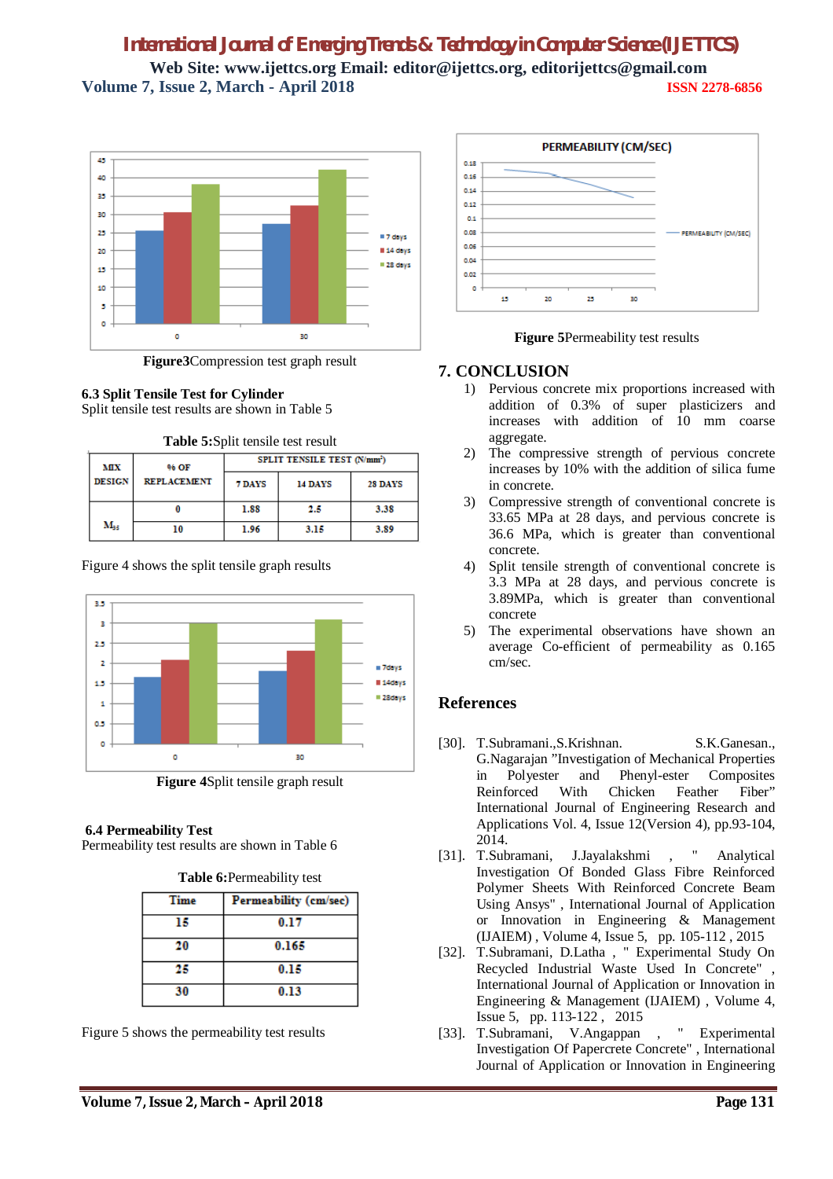Figure3Compression test graph result

### 6.3 Split Tensile Test for Cylinder

Split tensile test results are shown in Table 5

**Table 5:**Split tensile test result

| MIX DESIGN | % OF REPLACEMENT | SPLIT TENSILE TEST ($N/mm^2$) | | |
|---|---|---|---|---|
| | | 7 DAYS | 14 DAYS | 28 DAYS |
| $M_{35}$ | 0 | 1.88 | 2.5 | 3.38 |
| | 10 | 1.96 | 3.15 | 3.89 |

Figure 4 shows the split tensile graph results

**Figure 4**Split tensile graph result

### 6.4 Permeability Test

Permeability test results are shown in Table 6

**Table 6:**Permeability test

| Time | Permeability (cm/sec) |
|---|---|
| 15 | 0.17 |
| 20 | 0.165 |
| 25 | 0.15 |
| 30 | 0.13 |

Figure 5 shows the permeability test results

**Figure 5**Permeability test results

## 7. CONCLUSION

1) Pervious concrete mix proportions increased with addition of 0.3% of super plasticizers and increases with addition of 10 mm coarse aggregate.
2) The compressive strength of pervious concrete increases by 10% with the addition of silica fume in concrete.
3) Compressive strength of conventional concrete is 33.65 MPa at 28 days, and pervious concrete is 36.6 MPa, which is greater than conventional concrete.
4) Split tensile strength of conventional concrete is 3.3 MPa at 28 days, and pervious concrete is 3.89MPa, which is greater than conventional concrete
5) The experimental observations have shown an average Co-efficient of permeability as 0.165 cm/sec.

## References

[30]. T.Subramani.,S.Krishnan. S.K.Ganesan., G.Nagarajan "Investigation of Mechanical Properties in Polyester and Phenyl-ester Composites Reinforced With Chicken Feather Fiber" International Journal of Engineering Research and Applications Vol. 4, Issue 12(Version 4), pp.93-104, 2014.

[31]. T.Subramani, J.Jayalakshmi , " Analytical Investigation Of Bonded Glass Fibre Reinforced Polymer Sheets With Reinforced Concrete Beam Using Ansys" , International Journal of Application or Innovation in Engineering & Management (IJAIEM) , Volume 4, Issue 5, pp. 105-112 , 2015

[32]. T.Subramani, D.Latha , " Experimental Study On Recycled Industrial Waste Used In Concrete" , International Journal of Application or Innovation in Engineering & Management (IJAIEM) , Volume 4, Issue 5, pp. 113-122 , 2015

[33]. T.Subramani, V.Angappan , " Experimental Investigation Of Papercrete Concrete" , International Journal of Application or Innovation in Engineering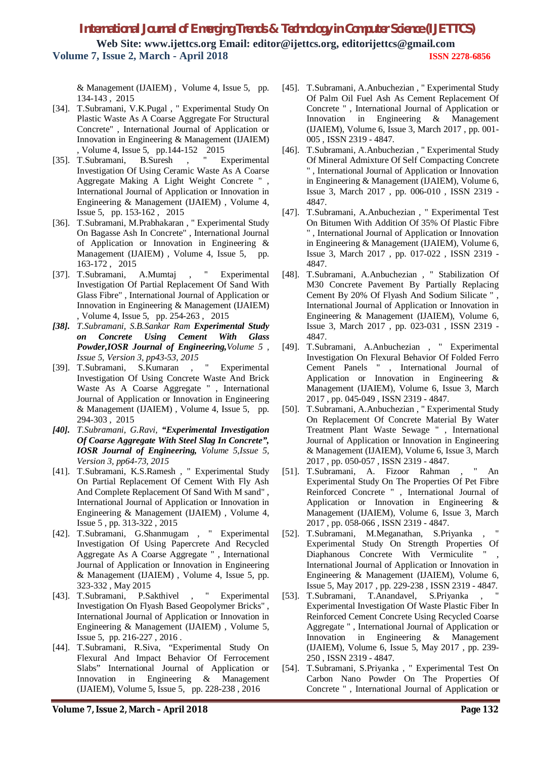& Management (IJAIEM) , Volume 4, Issue 5, pp. 134-143 , 2015

[34]. T.Subramani, V.K.Pugal , " Experimental Study On Plastic Waste As A Coarse Aggregate For Structural Concrete" , International Journal of Application or Innovation in Engineering & Management (IJAIEM) , Volume 4, Issue 5, pp.144-152 2015

[35]. T.Subramani, B.Suresh , " Experimental Investigation Of Using Ceramic Waste As A Coarse Aggregate Making A Light Weight Concrete " , International Journal of Application or Innovation in Engineering & Management (IJAIEM) , Volume 4, Issue 5, pp. 153-162 , 2015

[36]. T.Subramani, M.Prabhakaran , " Experimental Study On Bagasse Ash In Concrete" , International Journal of Application or Innovation in Engineering & Management (IJAIEM) , Volume 4, Issue 5, pp. 163-172 , 2015

[37]. T.Subramani, A.Mumtaj , " Experimental Investigation Of Partial Replacement Of Sand With Glass Fibre" , International Journal of Application or Innovation in Engineering & Management (IJAIEM) , Volume 4, Issue 5, pp. 254-263 , 2015

*[38]. T.Subramani, S.B.Sankar Ram* ***Experimental Study on Concrete Using Cement With Glass Powder,IOSR Journal of Engineering,****Volume 5 , Issue 5, Version 3, pp43-53, 2015*

[39]. T.Subramani, S.Kumaran , " Experimental Investigation Of Using Concrete Waste And Brick Waste As A Coarse Aggregate " , International Journal of Application or Innovation in Engineering & Management (IJAIEM) , Volume 4, Issue 5, pp. 294-303 , 2015

*[40]. T.Subramani, G.Ravi,* ***"Experimental Investigation Of Coarse Aggregate With Steel Slag In Concrete", IOSR Journal of Engineering,*** *Volume 5,Issue 5, Version 3, pp64-73, 2015*

[41]. T.Subramani, K.S.Ramesh , " Experimental Study On Partial Replacement Of Cement With Fly Ash And Complete Replacement Of Sand With M sand" , International Journal of Application or Innovation in Engineering & Management (IJAIEM) , Volume 4, Issue 5 , pp. 313-322 , 2015

[42]. T.Subramani, G.Shanmugam , " Experimental Investigation Of Using Papercrete And Recycled Aggregate As A Coarse Aggregate " , International Journal of Application or Innovation in Engineering & Management (IJAIEM) , Volume 4, Issue 5, pp. 323-332 , May 2015

[43]. T.Subramani, P.Sakthivel , " Experimental Investigation On Flyash Based Geopolymer Bricks" , International Journal of Application or Innovation in Engineering & Management (IJAIEM) , Volume 5, Issue 5, pp. 216-227 , 2016 .

[44]. T.Subramani, R.Siva, "Experimental Study On Flexural And Impact Behavior Of Ferrocement Slabs" International Journal of Application or Innovation in Engineering & Management (IJAIEM), Volume 5, Issue 5, pp. 228-238 , 2016

[45]. T.Subramani, A.Anbuchezian , " Experimental Study Of Palm Oil Fuel Ash As Cement Replacement Of Concrete " , International Journal of Application or Innovation in Engineering & Management (IJAIEM), Volume 6, Issue 3, March 2017 , pp. 001-005 , ISSN 2319 - 4847.

[46]. T.Subramani, A.Anbuchezian , " Experimental Study Of Mineral Admixture Of Self Compacting Concrete " , International Journal of Application or Innovation in Engineering & Management (IJAIEM), Volume 6, Issue 3, March 2017 , pp. 006-010 , ISSN 2319 - 4847.

[47]. T.Subramani, A.Anbuchezian , " Experimental Test On Bitumen With Addition Of 35% Of Plastic Fibre " , International Journal of Application or Innovation in Engineering & Management (IJAIEM), Volume 6, Issue 3, March 2017 , pp. 017-022 , ISSN 2319 - 4847.

[48]. T.Subramani, A.Anbuchezian , " Stabilization Of M30 Concrete Pavement By Partially Replacing Cement By 20% Of Flyash And Sodium Silicate " , International Journal of Application or Innovation in Engineering & Management (IJAIEM), Volume 6, Issue 3, March 2017 , pp. 023-031 , ISSN 2319 - 4847.

[49]. T.Subramani, A.Anbuchezian , " Experimental Investigation On Flexural Behavior Of Folded Ferro Cement Panels " , International Journal of Application or Innovation in Engineering & Management (IJAIEM), Volume 6, Issue 3, March 2017 , pp. 045-049 , ISSN 2319 - 4847.

[50]. T.Subramani, A.Anbuchezian , " Experimental Study On Replacement Of Concrete Material By Water Treatment Plant Waste Sewage " , International Journal of Application or Innovation in Engineering & Management (IJAIEM), Volume 6, Issue 3, March 2017 , pp. 050-057 , ISSN 2319 - 4847.

[51]. T.Subramani, A. Fizoor Rahman , " An Experimental Study On The Properties Of Pet Fibre Reinforced Concrete " , International Journal of Application or Innovation in Engineering & Management (IJAIEM), Volume 6, Issue 3, March 2017 , pp. 058-066 , ISSN 2319 - 4847.

[52]. T.Subramani, M.Meganathan, S.Priyanka , " Experimental Study On Strength Properties Of Diaphanous Concrete With Vermiculite " , International Journal of Application or Innovation in Engineering & Management (IJAIEM), Volume 6, Issue 5, May 2017 , pp. 229-238 , ISSN 2319 - 4847.

[53]. T.Subramani, T.Anandavel, S.Priyanka , " Experimental Investigation Of Waste Plastic Fiber In Reinforced Cement Concrete Using Recycled Coarse Aggregate " , International Journal of Application or Innovation in Engineering & Management (IJAIEM), Volume 6, Issue 5, May 2017 , pp. 239-250 , ISSN 2319 - 4847.

[54]. T.Subramani, S.Priyanka , " Experimental Test On Carbon Nano Powder On The Properties Of Concrete " , International Journal of Application or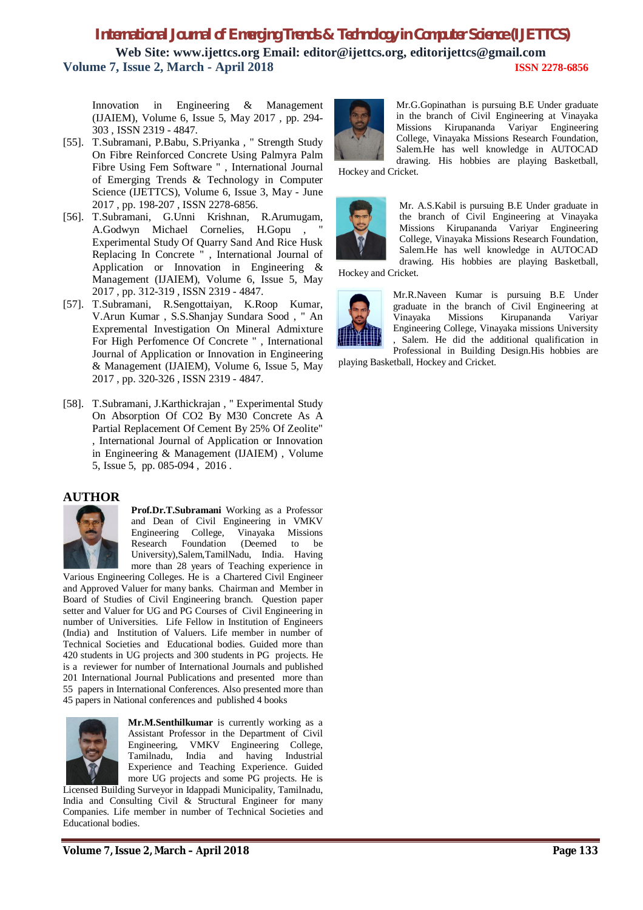Innovation in Engineering & Management (IJAIEM), Volume 6, Issue 5, May 2017 , pp. 294-303 , ISSN 2319 - 4847.

[55]. T.Subramani, P.Babu, S.Priyanka , " Strength Study On Fibre Reinforced Concrete Using Palmyra Palm Fibre Using Fem Software " , International Journal of Emerging Trends & Technology in Computer Science (IJETTCS), Volume 6, Issue 3, May - June 2017 , pp. 198-207 , ISSN 2278-6856.

[56]. T.Subramani, G.Unni Krishnan, R.Arumugam, A.Godwyn Michael Cornelies, H.Gopu , " Experimental Study Of Quarry Sand And Rice Husk Replacing In Concrete " , International Journal of Application or Innovation in Engineering & Management (IJAIEM), Volume 6, Issue 5, May 2017 , pp. 312-319 , ISSN 2319 - 4847.

[57]. T.Subramani, R.Sengottaiyan, K.Roop Kumar, V.Arun Kumar , S.S.Shanjay Sundara Sood , " An Expremental Investigation On Mineral Admixture For High Perfomence Of Concrete " , International Journal of Application or Innovation in Engineering & Management (IJAIEM), Volume 6, Issue 5, May 2017 , pp. 320-326 , ISSN 2319 - 4847.

[58]. T.Subramani, J.Karthickrajan , " Experimental Study On Absorption Of CO2 By M30 Concrete As A Partial Replacement Of Cement By 25% Of Zeolite" , International Journal of Application or Innovation in Engineering & Management (IJAIEM) , Volume 5, Issue 5, pp. 085-094 , 2016 .

## AUTHOR

**Prof.Dr.T.Subramani** Working as a Professor and Dean of Civil Engineering in VMKV Engineering College, Vinayaka Missions Research Foundation (Deemed to be University),Salem,TamilNadu, India. Having more than 28 years of Teaching experience in Various Engineering Colleges. He is a Chartered Civil Engineer and Approved Valuer for many banks. Chairman and Member in Board of Studies of Civil Engineering branch. Question paper setter and Valuer for UG and PG Courses of Civil Engineering in number of Universities. Life Fellow in Institution of Engineers (India) and Institution of Valuers. Life member in number of Technical Societies and Educational bodies. Guided more than 420 students in UG projects and 300 students in PG projects. He is a reviewer for number of International Journals and published 201 International Journal Publications and presented more than 55 papers in International Conferences. Also presented more than 45 papers in National conferences and published 4 books

**Mr.M.Senthilkumar** is currently working as a Assistant Professor in the Department of Civil Engineering, VMKV Engineering College, Tamilnadu, India and having Industrial Experience and Teaching Experience. Guided more UG projects and some PG projects. He is Licensed Building Surveyor in Idappadi Municipality, Tamilnadu, India and Consulting Civil & Structural Engineer for many Companies. Life member in number of Technical Societies and Educational bodies.

Mr.G.Gopinathan is pursuing B.E Under graduate in the branch of Civil Engineering at Vinayaka Missions Kirupananda Variyar Engineering College, Vinayaka Missions Research Foundation, Salem.He has well knowledge in AUTOCAD drawing. His hobbies are playing Basketball, Hockey and Cricket.

Mr. A.S.Kabil is pursuing B.E Under graduate in the branch of Civil Engineering at Vinayaka Missions Kirupananda Variyar Engineering College, Vinayaka Missions Research Foundation, Salem.He has well knowledge in AUTOCAD drawing. His hobbies are playing Basketball, Hockey and Cricket.

Mr.R.Naveen Kumar is pursuing B.E Under graduate in the branch of Civil Engineering at Vinayaka Missions Kirupananda Variyar Engineering College, Vinayaka missions University , Salem. He did the additional qualification in Professional in Building Design.His hobbies are playing Basketball, Hockey and Cricket.